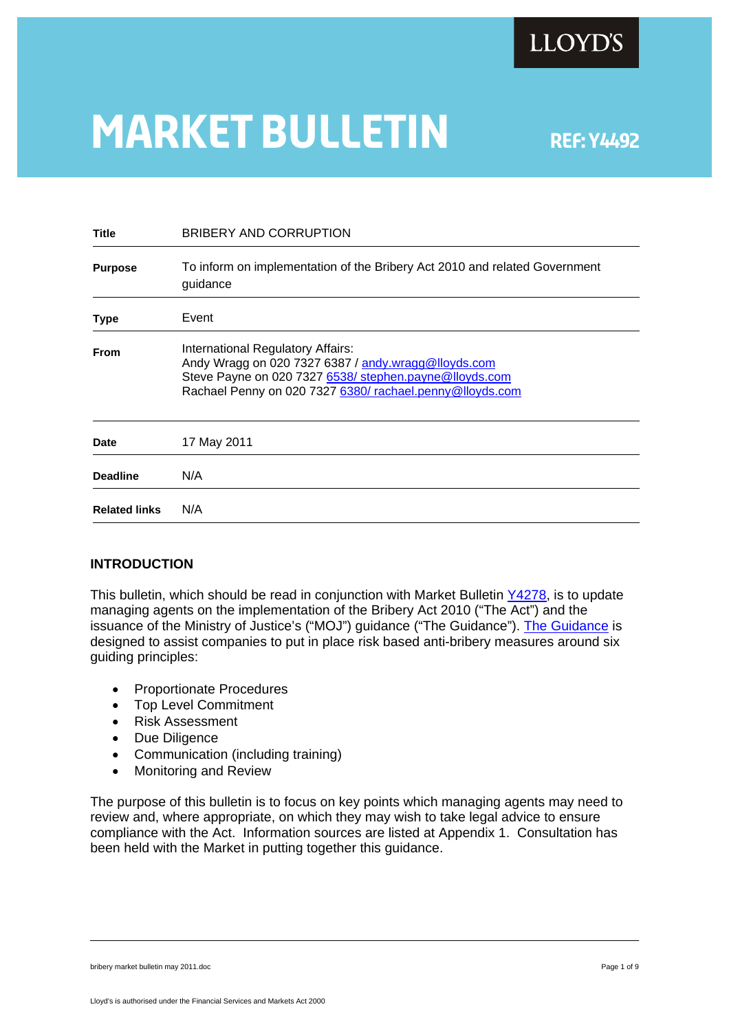LLOYD'S

# MARKET BULLETIN

REF: Y4492

| | |
|---|---|
| **Title** | BRIBERY AND CORRUPTION |
| **Purpose** | To inform on implementation of the Bribery Act 2010 and related Government guidance |
| **Type** | Event |
| **From** | International Regulatory Affairs:<br>Andy Wragg on 020 7327 6387 / andy.wragg@lloyds.com<br>Steve Payne on 020 7327 6538/ stephen.payne@lloyds.com<br>Rachael Penny on 020 7327 6380/ rachael.penny@lloyds.com |
| **Date** | 17 May 2011 |
| **Deadline** | N/A |
| **Related links** | N/A |

## INTRODUCTION

This bulletin, which should be read in conjunction with Market Bulletin Y4278, is to update managing agents on the implementation of the Bribery Act 2010 ("The Act") and the issuance of the Ministry of Justice's ("MOJ") guidance ("The Guidance"). The Guidance is designed to assist companies to put in place risk based anti-bribery measures around six guiding principles:

- Proportionate Procedures
- Top Level Commitment
- Risk Assessment
- Due Diligence
- Communication (including training)
- Monitoring and Review

The purpose of this bulletin is to focus on key points which managing agents may need to review and, where appropriate, on which they may wish to take legal advice to ensure compliance with the Act. Information sources are listed at Appendix 1. Consultation has been held with the Market in putting together this guidance.

bribery market bulletin may 2011.doc

Lloyd's is authorised under the Financial Services and Markets Act 2000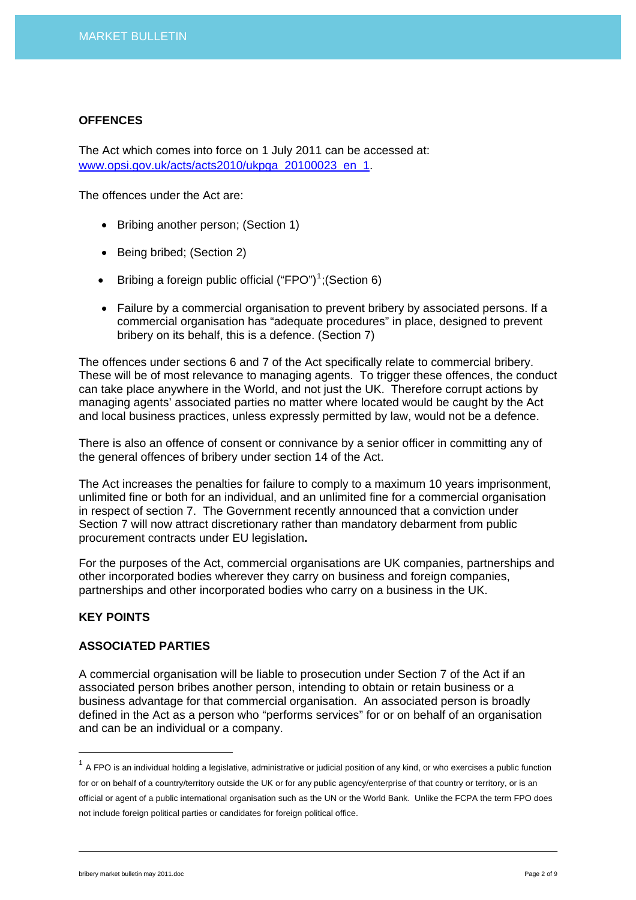**OFFENCES**

The Act which comes into force on 1 July 2011 can be accessed at: [www.opsi.gov.uk/acts/acts2010/ukpga_20100023_en_1](www.opsi.gov.uk/acts/acts2010/ukpga_20100023_en_1).

The offences under the Act are:

- Bribing another person; (Section 1)
- Being bribed; (Section 2)
- Bribing a foreign public official ("FPO")[1];(Section 6)
- Failure by a commercial organisation to prevent bribery by associated persons. If a commercial organisation has "adequate procedures" in place, designed to prevent bribery on its behalf, this is a defence. (Section 7)

The offences under sections 6 and 7 of the Act specifically relate to commercial bribery. These will be of most relevance to managing agents. To trigger these offences, the conduct can take place anywhere in the World, and not just the UK. Therefore corrupt actions by managing agents' associated parties no matter where located would be caught by the Act and local business practices, unless expressly permitted by law, would not be a defence.

There is also an offence of consent or connivance by a senior officer in committing any of the general offences of bribery under section 14 of the Act.

The Act increases the penalties for failure to comply to a maximum 10 years imprisonment, unlimited fine or both for an individual, and an unlimited fine for a commercial organisation in respect of section 7. The Government recently announced that a conviction under Section 7 will now attract discretionary rather than mandatory debarment from public procurement contracts under EU legislation**.**

For the purposes of the Act, commercial organisations are UK companies, partnerships and other incorporated bodies wherever they carry on business and foreign companies, partnerships and other incorporated bodies who carry on a business in the UK.

**KEY POINTS**

**ASSOCIATED PARTIES**

A commercial organisation will be liable to prosecution under Section 7 of the Act if an associated person bribes another person, intending to obtain or retain business or a business advantage for that commercial organisation. An associated person is broadly defined in the Act as a person who "performs services" for or on behalf of an organisation and can be an individual or a company.

---

[1] A FPO is an individual holding a legislative, administrative or judicial position of any kind, or who exercises a public function for or on behalf of a country/territory outside the UK or for any public agency/enterprise of that country or territory, or is an official or agent of a public international organisation such as the UN or the World Bank. Unlike the FCPA the term FPO does not include foreign political parties or candidates for foreign political office.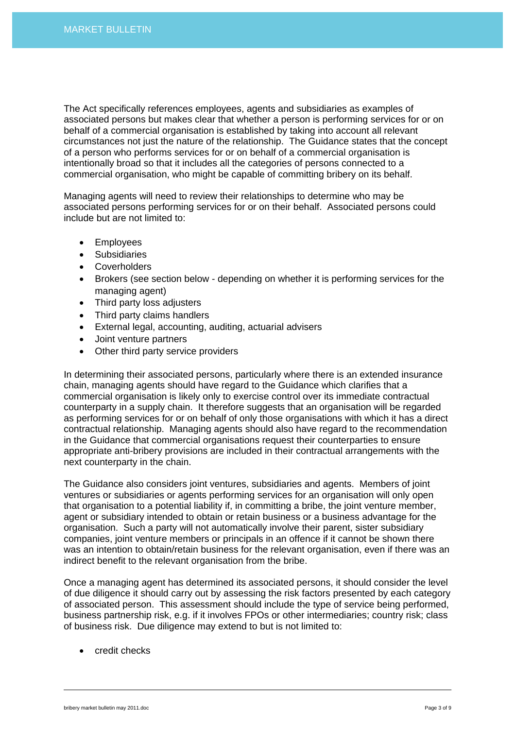The Act specifically references employees, agents and subsidiaries as examples of associated persons but makes clear that whether a person is performing services for or on behalf of a commercial organisation is established by taking into account all relevant circumstances not just the nature of the relationship. The Guidance states that the concept of a person who performs services for or on behalf of a commercial organisation is intentionally broad so that it includes all the categories of persons connected to a commercial organisation, who might be capable of committing bribery on its behalf.

Managing agents will need to review their relationships to determine who may be associated persons performing services for or on their behalf. Associated persons could include but are not limited to:

- Employees
- Subsidiaries
- Coverholders
- Brokers (see section below - depending on whether it is performing services for the managing agent)
- Third party loss adjusters
- Third party claims handlers
- External legal, accounting, auditing, actuarial advisers
- Joint venture partners
- Other third party service providers

In determining their associated persons, particularly where there is an extended insurance chain, managing agents should have regard to the Guidance which clarifies that a commercial organisation is likely only to exercise control over its immediate contractual counterparty in a supply chain. It therefore suggests that an organisation will be regarded as performing services for or on behalf of only those organisations with which it has a direct contractual relationship. Managing agents should also have regard to the recommendation in the Guidance that commercial organisations request their counterparties to ensure appropriate anti-bribery provisions are included in their contractual arrangements with the next counterparty in the chain.

The Guidance also considers joint ventures, subsidiaries and agents. Members of joint ventures or subsidiaries or agents performing services for an organisation will only open that organisation to a potential liability if, in committing a bribe, the joint venture member, agent or subsidiary intended to obtain or retain business or a business advantage for the organisation. Such a party will not automatically involve their parent, sister subsidiary companies, joint venture members or principals in an offence if it cannot be shown there was an intention to obtain/retain business for the relevant organisation, even if there was an indirect benefit to the relevant organisation from the bribe.

Once a managing agent has determined its associated persons, it should consider the level of due diligence it should carry out by assessing the risk factors presented by each category of associated person. This assessment should include the type of service being performed, business partnership risk, e.g. if it involves FPOs or other intermediaries; country risk; class of business risk. Due diligence may extend to but is not limited to:

- credit checks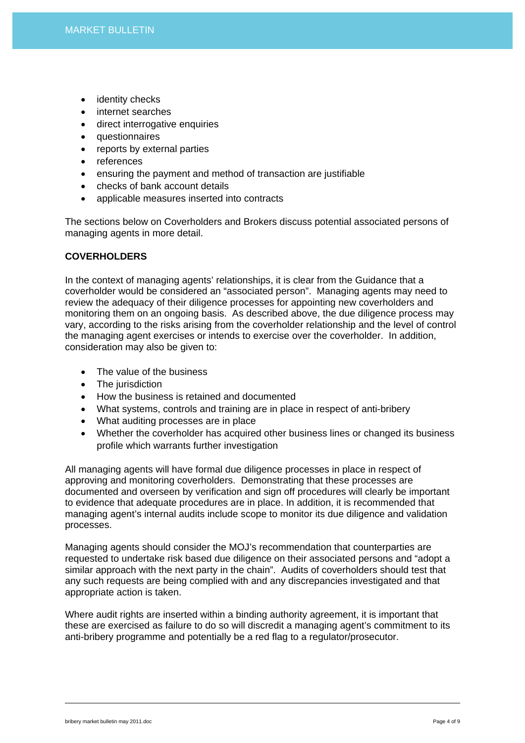- identity checks
- internet searches
- direct interrogative enquiries
- questionnaires
- reports by external parties
- references
- ensuring the payment and method of transaction are justifiable
- checks of bank account details
- applicable measures inserted into contracts

The sections below on Coverholders and Brokers discuss potential associated persons of managing agents in more detail.

**COVERHOLDERS**

In the context of managing agents' relationships, it is clear from the Guidance that a coverholder would be considered an "associated person". Managing agents may need to review the adequacy of their diligence processes for appointing new coverholders and monitoring them on an ongoing basis. As described above, the due diligence process may vary, according to the risks arising from the coverholder relationship and the level of control the managing agent exercises or intends to exercise over the coverholder. In addition, consideration may also be given to:

- The value of the business
- The jurisdiction
- How the business is retained and documented
- What systems, controls and training are in place in respect of anti-bribery
- What auditing processes are in place
- Whether the coverholder has acquired other business lines or changed its business profile which warrants further investigation

All managing agents will have formal due diligence processes in place in respect of approving and monitoring coverholders. Demonstrating that these processes are documented and overseen by verification and sign off procedures will clearly be important to evidence that adequate procedures are in place. In addition, it is recommended that managing agent's internal audits include scope to monitor its due diligence and validation processes.

Managing agents should consider the MOJ's recommendation that counterparties are requested to undertake risk based due diligence on their associated persons and "adopt a similar approach with the next party in the chain". Audits of coverholders should test that any such requests are being complied with and any discrepancies investigated and that appropriate action is taken.

Where audit rights are inserted within a binding authority agreement, it is important that these are exercised as failure to do so will discredit a managing agent's commitment to its anti-bribery programme and potentially be a red flag to a regulator/prosecutor.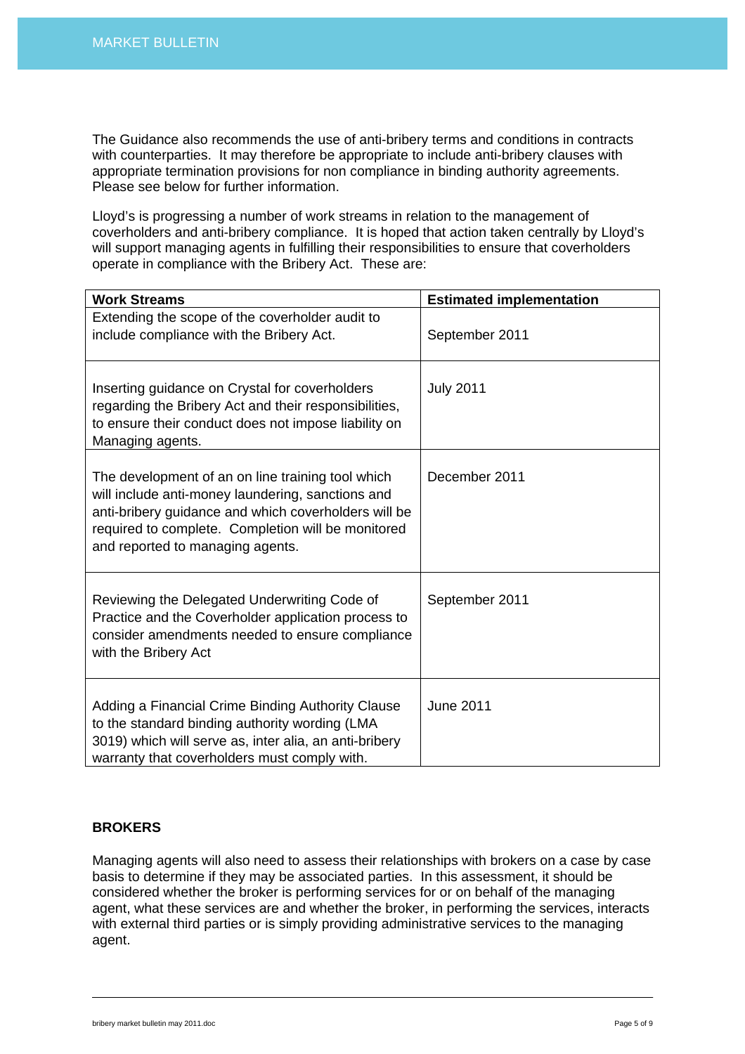The Guidance also recommends the use of anti-bribery terms and conditions in contracts with counterparties. It may therefore be appropriate to include anti-bribery clauses with appropriate termination provisions for non compliance in binding authority agreements. Please see below for further information.

Lloyd's is progressing a number of work streams in relation to the management of coverholders and anti-bribery compliance. It is hoped that action taken centrally by Lloyd's will support managing agents in fulfilling their responsibilities to ensure that coverholders operate in compliance with the Bribery Act. These are:

| **Work Streams** | **Estimated implementation** |
|---|---|
| Extending the scope of the coverholder audit to include compliance with the Bribery Act. | September 2011 |
| Inserting guidance on Crystal for coverholders regarding the Bribery Act and their responsibilities, to ensure their conduct does not impose liability on Managing agents. | July 2011 |
| The development of an on line training tool which will include anti-money laundering, sanctions and anti-bribery guidance and which coverholders will be required to complete. Completion will be monitored and reported to managing agents. | December 2011 |
| Reviewing the Delegated Underwriting Code of Practice and the Coverholder application process to consider amendments needed to ensure compliance with the Bribery Act | September 2011 |
| Adding a Financial Crime Binding Authority Clause to the standard binding authority wording (LMA 3019) which will serve as, inter alia, an anti-bribery warranty that coverholders must comply with. | June 2011 |

**BROKERS**

Managing agents will also need to assess their relationships with brokers on a case by case basis to determine if they may be associated parties. In this assessment, it should be considered whether the broker is performing services for or on behalf of the managing agent, what these services are and whether the broker, in performing the services, interacts with external third parties or is simply providing administrative services to the managing agent.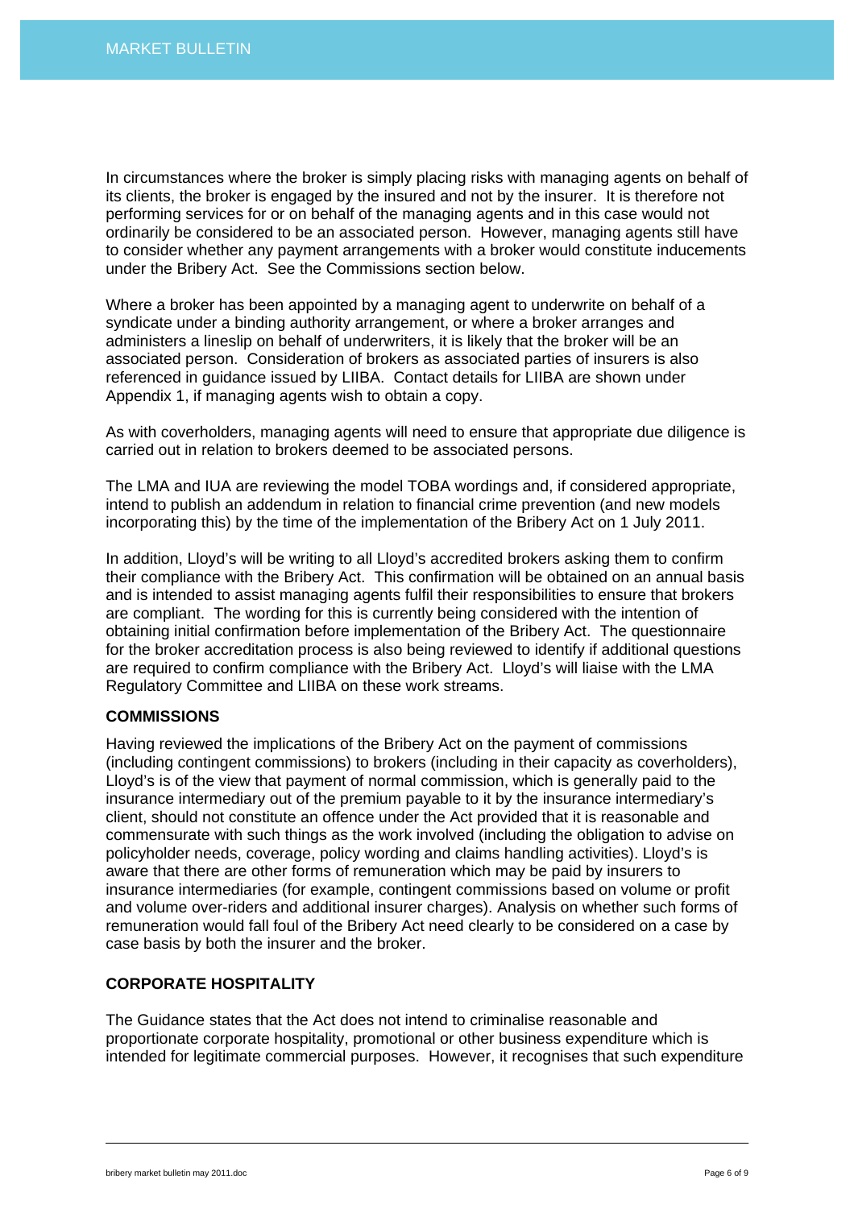In circumstances where the broker is simply placing risks with managing agents on behalf of its clients, the broker is engaged by the insured and not by the insurer. It is therefore not performing services for or on behalf of the managing agents and in this case would not ordinarily be considered to be an associated person. However, managing agents still have to consider whether any payment arrangements with a broker would constitute inducements under the Bribery Act. See the Commissions section below.

Where a broker has been appointed by a managing agent to underwrite on behalf of a syndicate under a binding authority arrangement, or where a broker arranges and administers a lineslip on behalf of underwriters, it is likely that the broker will be an associated person. Consideration of brokers as associated parties of insurers is also referenced in guidance issued by LIIBA. Contact details for LIIBA are shown under Appendix 1, if managing agents wish to obtain a copy.

As with coverholders, managing agents will need to ensure that appropriate due diligence is carried out in relation to brokers deemed to be associated persons.

The LMA and IUA are reviewing the model TOBA wordings and, if considered appropriate, intend to publish an addendum in relation to financial crime prevention (and new models incorporating this) by the time of the implementation of the Bribery Act on 1 July 2011.

In addition, Lloyd's will be writing to all Lloyd's accredited brokers asking them to confirm their compliance with the Bribery Act. This confirmation will be obtained on an annual basis and is intended to assist managing agents fulfil their responsibilities to ensure that brokers are compliant. The wording for this is currently being considered with the intention of obtaining initial confirmation before implementation of the Bribery Act. The questionnaire for the broker accreditation process is also being reviewed to identify if additional questions are required to confirm compliance with the Bribery Act. Lloyd's will liaise with the LMA Regulatory Committee and LIIBA on these work streams.

**COMMISSIONS**

Having reviewed the implications of the Bribery Act on the payment of commissions (including contingent commissions) to brokers (including in their capacity as coverholders), Lloyd's is of the view that payment of normal commission, which is generally paid to the insurance intermediary out of the premium payable to it by the insurance intermediary's client, should not constitute an offence under the Act provided that it is reasonable and commensurate with such things as the work involved (including the obligation to advise on policyholder needs, coverage, policy wording and claims handling activities). Lloyd's is aware that there are other forms of remuneration which may be paid by insurers to insurance intermediaries (for example, contingent commissions based on volume or profit and volume over-riders and additional insurer charges). Analysis on whether such forms of remuneration would fall foul of the Bribery Act need clearly to be considered on a case by case basis by both the insurer and the broker.

**CORPORATE HOSPITALITY**

The Guidance states that the Act does not intend to criminalise reasonable and proportionate corporate hospitality, promotional or other business expenditure which is intended for legitimate commercial purposes. However, it recognises that such expenditure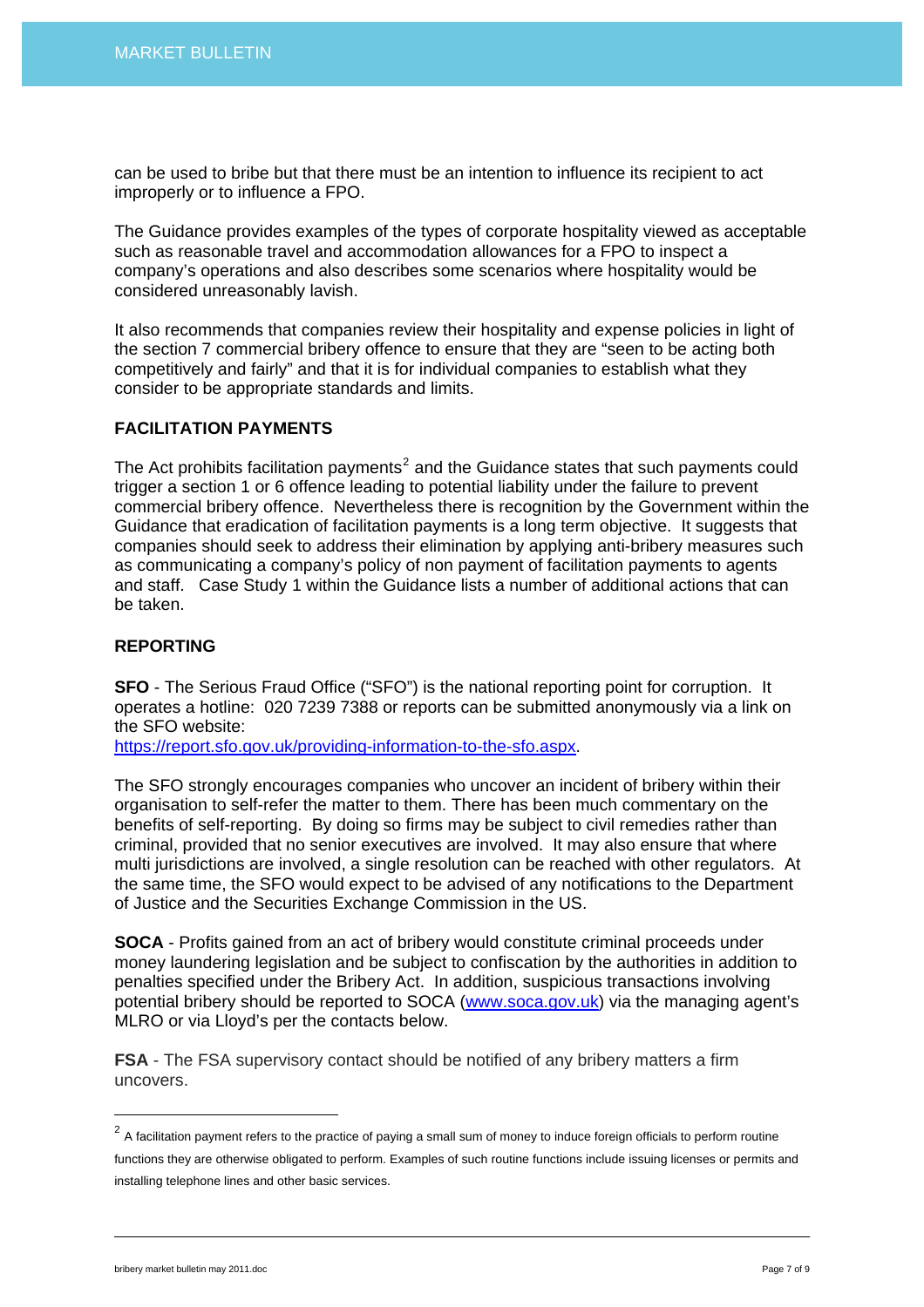can be used to bribe but that there must be an intention to influence its recipient to act improperly or to influence a FPO.

The Guidance provides examples of the types of corporate hospitality viewed as acceptable such as reasonable travel and accommodation allowances for a FPO to inspect a company's operations and also describes some scenarios where hospitality would be considered unreasonably lavish.

It also recommends that companies review their hospitality and expense policies in light of the section 7 commercial bribery offence to ensure that they are "seen to be acting both competitively and fairly" and that it is for individual companies to establish what they consider to be appropriate standards and limits.

**FACILITATION PAYMENTS**

The Act prohibits facilitation payments[2] and the Guidance states that such payments could trigger a section 1 or 6 offence leading to potential liability under the failure to prevent commercial bribery offence. Nevertheless there is recognition by the Government within the Guidance that eradication of facilitation payments is a long term objective. It suggests that companies should seek to address their elimination by applying anti-bribery measures such as communicating a company's policy of non payment of facilitation payments to agents and staff. Case Study 1 within the Guidance lists a number of additional actions that can be taken.

**REPORTING**

**SFO** - The Serious Fraud Office ("SFO") is the national reporting point for corruption. It operates a hotline: 020 7239 7388 or reports can be submitted anonymously via a link on the SFO website:
https://report.sfo.gov.uk/providing-information-to-the-sfo.aspx.

The SFO strongly encourages companies who uncover an incident of bribery within their organisation to self-refer the matter to them. There has been much commentary on the benefits of self-reporting. By doing so firms may be subject to civil remedies rather than criminal, provided that no senior executives are involved. It may also ensure that where multi jurisdictions are involved, a single resolution can be reached with other regulators. At the same time, the SFO would expect to be advised of any notifications to the Department of Justice and the Securities Exchange Commission in the US.

**SOCA** - Profits gained from an act of bribery would constitute criminal proceeds under money laundering legislation and be subject to confiscation by the authorities in addition to penalties specified under the Bribery Act. In addition, suspicious transactions involving potential bribery should be reported to SOCA (www.soca.gov.uk) via the managing agent's MLRO or via Lloyd's per the contacts below.

**FSA** - The FSA supervisory contact should be notified of any bribery matters a firm uncovers.

[2] A facilitation payment refers to the practice of paying a small sum of money to induce foreign officials to perform routine functions they are otherwise obligated to perform. Examples of such routine functions include issuing licenses or permits and installing telephone lines and other basic services.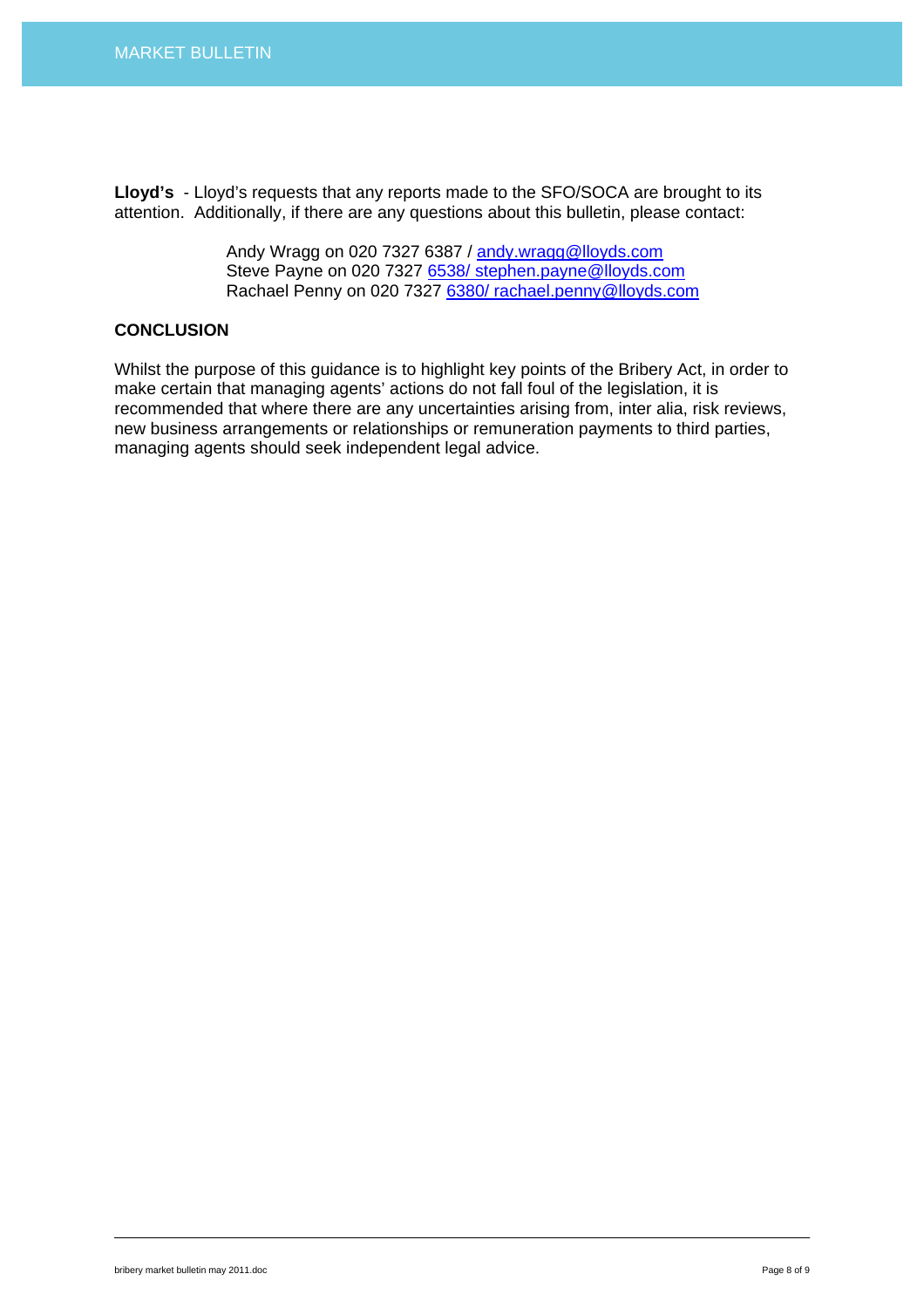**Lloyd's** - Lloyd's requests that any reports made to the SFO/SOCA are brought to its attention. Additionally, if there are any questions about this bulletin, please contact:

Andy Wragg on 020 7327 6387 / andy.wragg@lloyds.com
Steve Payne on 020 7327 6538/ stephen.payne@lloyds.com
Rachael Penny on 020 7327 6380/ rachael.penny@lloyds.com

## CONCLUSION

Whilst the purpose of this guidance is to highlight key points of the Bribery Act, in order to make certain that managing agents' actions do not fall foul of the legislation, it is recommended that where there are any uncertainties arising from, inter alia, risk reviews, new business arrangements or relationships or remuneration payments to third parties, managing agents should seek independent legal advice.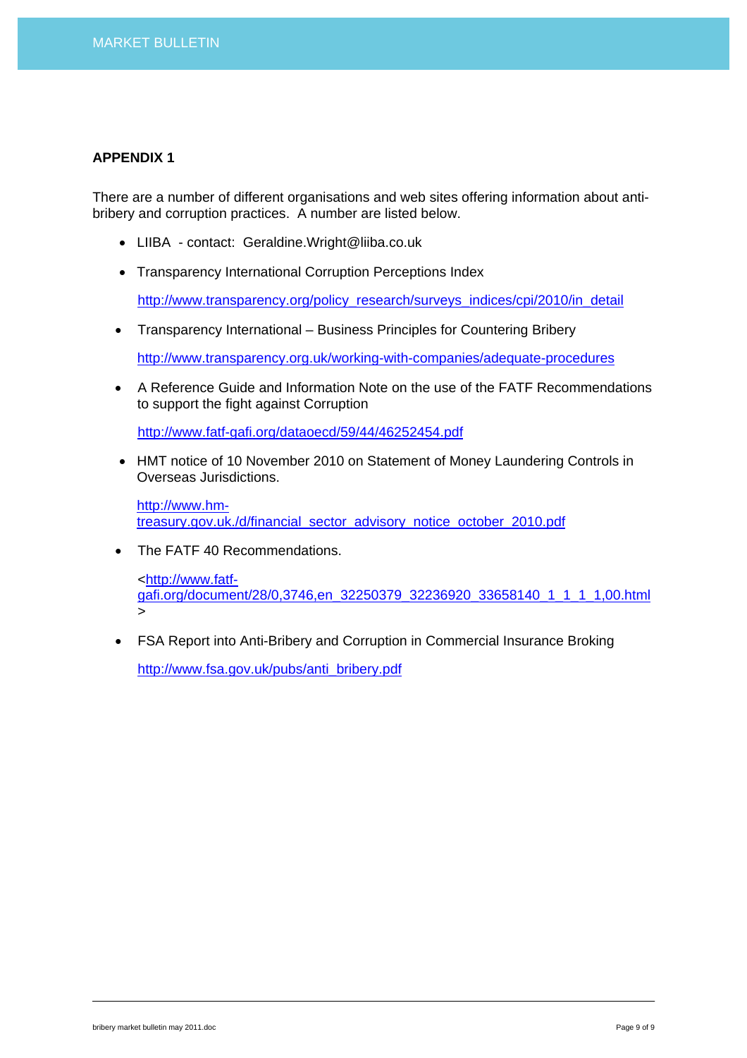## APPENDIX 1

There are a number of different organisations and web sites offering information about anti-bribery and corruption practices. A number are listed below.

- LIIBA - contact: Geraldine.Wright@liiba.co.uk
- Transparency International Corruption Perceptions Index

  http://www.transparency.org/policy_research/surveys_indices/cpi/2010/in_detail

- Transparency International – Business Principles for Countering Bribery

  http://www.transparency.org.uk/working-with-companies/adequate-procedures

- A Reference Guide and Information Note on the use of the FATF Recommendations to support the fight against Corruption

  http://www.fatf-gafi.org/dataoecd/59/44/46252454.pdf

- HMT notice of 10 November 2010 on Statement of Money Laundering Controls in Overseas Jurisdictions.

  http://www.hm-treasury.gov.uk./d/financial_sector_advisory_notice_october_2010.pdf

- The FATF 40 Recommendations.

  <http://www.fatf-gafi.org/document/28/0,3746,en_32250379_32236920_33658140_1_1_1_1,00.html>

- FSA Report into Anti-Bribery and Corruption in Commercial Insurance Broking

  http://www.fsa.gov.uk/pubs/anti_bribery.pdf